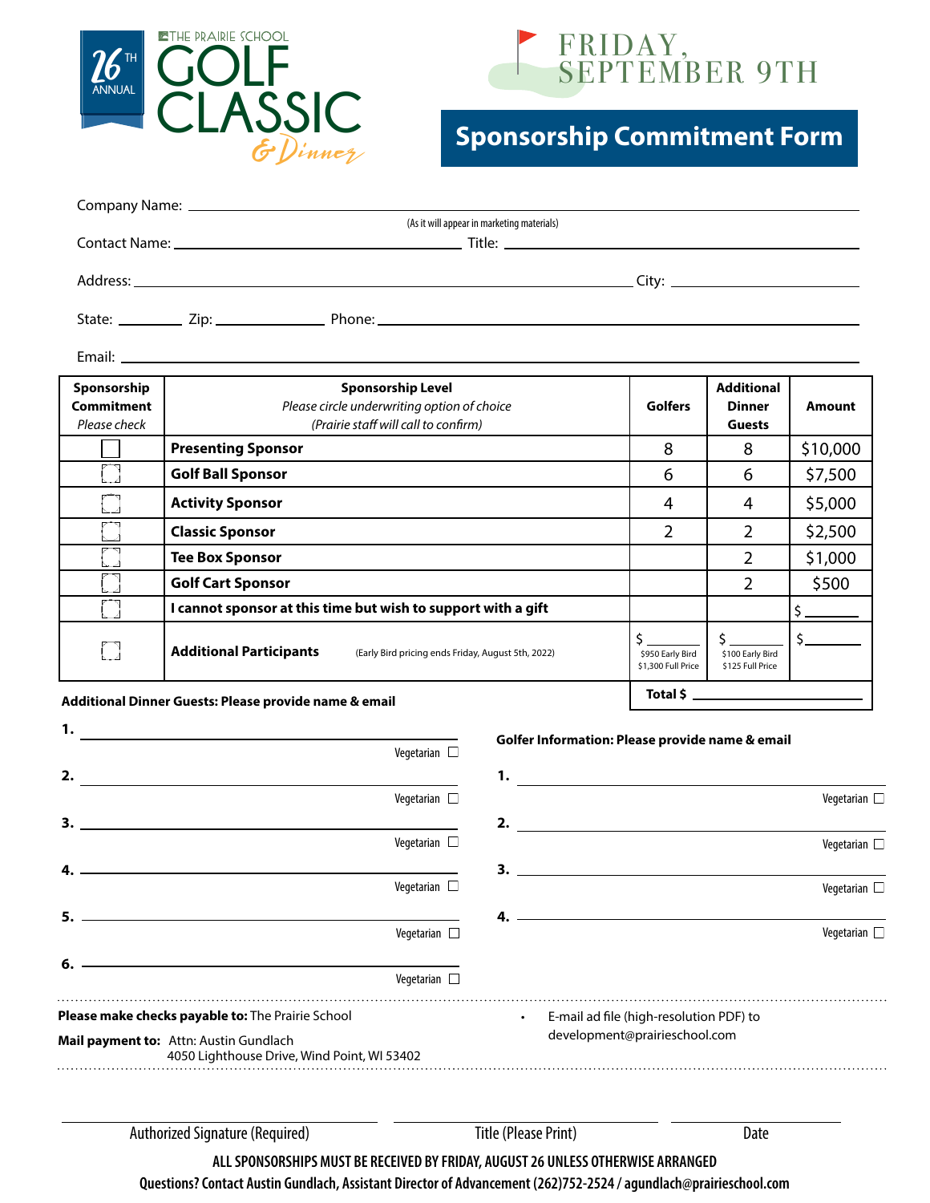THE PRAIRIE SCHOOL

# 26TH ANNUAL GOLF CLASSIC & Dinner

## FRIDAY, SEPTEMBER 9TH

## Sponsorship Commitment Form

Company Name: ______________________________________________
(As it will appear in marketing materials)

Contact Name: ______________________ Title: ______________________

Address: ______________________________ City: ______________

State: ________ Zip: __________ Phone: ______________________

Email: ______________________________________________

| **Sponsorship Commitment** *Please check* | **Sponsorship Level** *Please circle underwriting option of choice* *(Prairie staff will call to confirm)* | **Golfers** | **Additional Dinner Guests** | **Amount** |
|---|---|---|---|---|
| ☐ | **Presenting Sponsor** | 8 | 8 | $10,000 |
| ☐ | **Golf Ball Sponsor** | 6 | 6 | $7,500 |
| ☐ | **Activity Sponsor** | 4 | 4 | $5,000 |
| ☐ | **Classic Sponsor** | 2 | 2 | $2,500 |
| ☐ | **Tee Box Sponsor** | | 2 | $1,000 |
| ☐ | **Golf Cart Sponsor** | | 2 | $500 |
| ☐ | **I cannot sponsor at this time but wish to support with a gift** | | | $ ______ |
| ☐ | **Additional Participants** (Early Bird pricing ends Friday, August 5th, 2022) | $ ______ $950 Early Bird $1,300 Full Price | $ ______ $100 Early Bird $125 Full Price | $ ______ |
| | | | **Total $** | ______ |

**Additional Dinner Guests: Please provide name & email**

1. ______________________________ Vegetarian ☐
2. ______________________________ Vegetarian ☐
3. ______________________________ Vegetarian ☐
4. ______________________________ Vegetarian ☐
5. ______________________________ Vegetarian ☐
6. ______________________________ Vegetarian ☐

**Golfer Information: Please provide name & email**

1. ______________________________ Vegetarian ☐
2. ______________________________ Vegetarian ☐
3. ______________________________ Vegetarian ☐
4. ______________________________ Vegetarian ☐

**Please make checks payable to:** The Prairie School

**Mail payment to:** Attn: Austin Gundlach
4050 Lighthouse Drive, Wind Point, WI 53402

- E-mail ad file (high-resolution PDF) to development@prairieschool.com

______________________ ______________________ ______________________
Authorized Signature (Required) Title (Please Print) Date

**ALL SPONSORSHIPS MUST BE RECEIVED BY FRIDAY, AUGUST 26 UNLESS OTHERWISE ARRANGED**

**Questions? Contact Austin Gundlach, Assistant Director of Advancement (262)752-2524 / agundlach@prairieschool.com**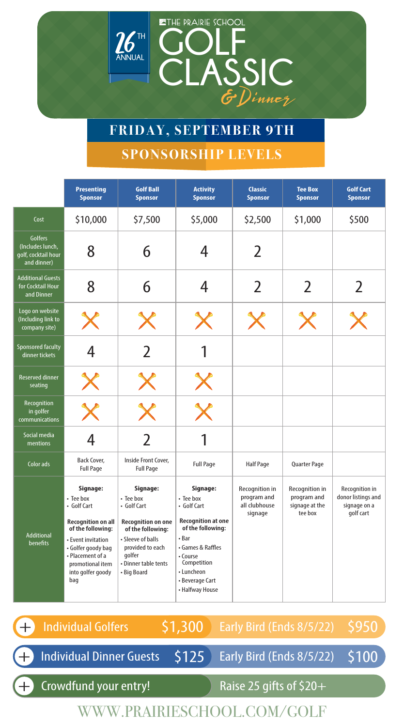# THE PRAIRIE SCHOOL

# 26TH ANNUAL GOLF CLASSIC & Dinner

## FRIDAY, SEPTEMBER 9TH

## SPONSORSHIP LEVELS

| | Presenting Sponsor | Golf Ball Sponsor | Activity Sponsor | Classic Sponsor | Tee Box Sponsor | Golf Cart Sponsor |
|---|---|---|---|---|---|---|
| Cost | $10,000 | $7,500 | $5,000 | $2,500 | $1,000 | $500 |
| Golfers (Includes lunch, golf, cocktail hour and dinner) | 8 | 6 | 4 | 2 | | |
| Additional Guests for Cocktail Hour and Dinner | 8 | 6 | 4 | 2 | 2 | 2 |
| Logo on website (Including link to company site) | X | X | X | X | X | X |
| Sponsored faculty dinner tickets | 4 | 2 | 1 | | | |
| Reserved dinner seating | X | X | X | | | |
| Recognition in golfer communications | X | X | X | | | |
| Social media mentions | 4 | 2 | 1 | | | |
| Color ads | Back Cover, Full Page | Inside Front Cover, Full Page | Full Page | Half Page | Quarter Page | |
| Additional benefits | **Signage:** • Tee box • Golf Cart **Recognition on all of the following:** • Event invitation • Golfer goody bag • Placement of a promotional item into golfer goody bag | **Signage:** • Tee box • Golf Cart **Recognition on one of the following:** • Sleeve of balls provided to each golfer • Dinner table tents • Big Board | **Signage:** • Tee box • Golf Cart **Recognition at one of the following:** • Bar • Games & Raffles • Course Competition • Luncheon • Beverage Cart • Halfway House | Recognition in program and all clubhouse signage | Recognition in program and signage at the tee box | Recognition in donor listings and signage on a golf cart |

+ Individual Golfers $1,300 — Early Bird (Ends 8/5/22) $950

+ Individual Dinner Guests $125 — Early Bird (Ends 8/5/22) $100

+ Crowdfund your entry! — Raise 25 gifts of $20+

WWW.PRAIRIESCHOOL.COM/GOLF